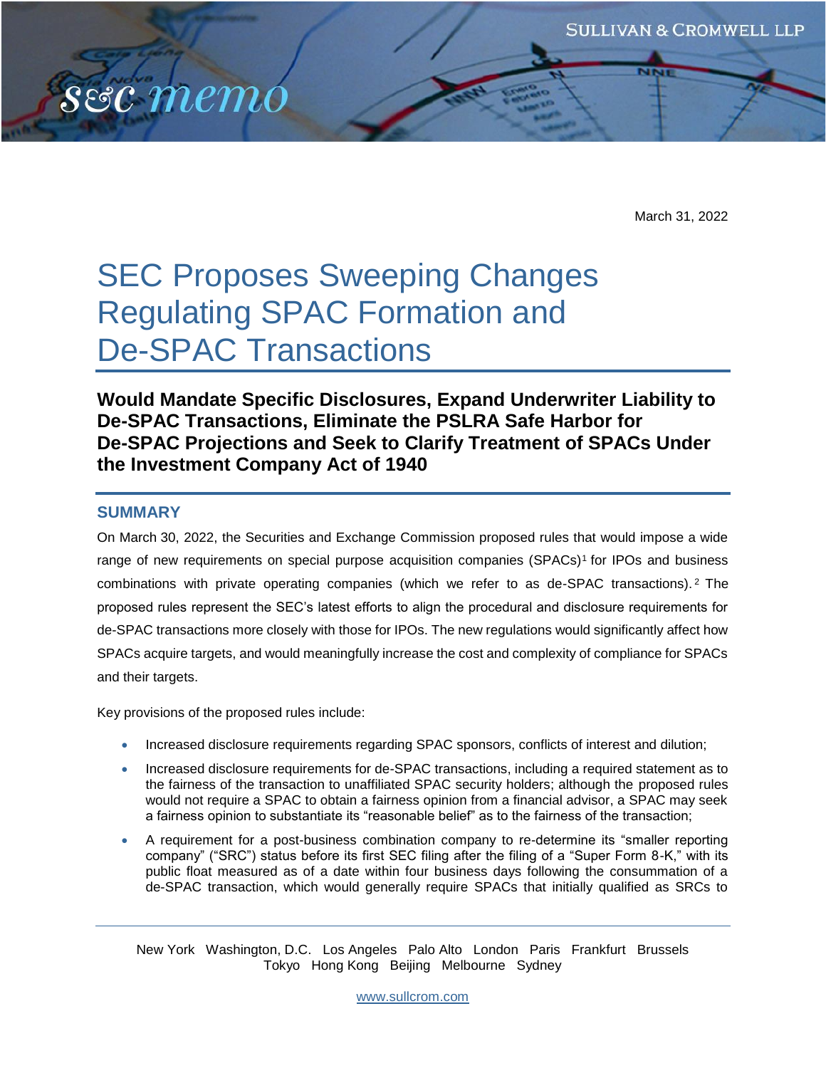SULLIVAN & CROMWELL LLP

s&c memo

March 31, 2022

# SEC Proposes Sweeping Changes Regulating SPAC Formation and De-SPAC Transactions

## Would Mandate Specific Disclosures, Expand Underwriter Liability to De-SPAC Transactions, Eliminate the PSLRA Safe Harbor for De-SPAC Projections and Seek to Clarify Treatment of SPACs Under the Investment Company Act of 1940

### SUMMARY

On March 30, 2022, the Securities and Exchange Commission proposed rules that would impose a wide range of new requirements on special purpose acquisition companies (SPACs)[1] for IPOs and business combinations with private operating companies (which we refer to as de-SPAC transactions).[2] The proposed rules represent the SEC's latest efforts to align the procedural and disclosure requirements for de-SPAC transactions more closely with those for IPOs. The new regulations would significantly affect how SPACs acquire targets, and would meaningfully increase the cost and complexity of compliance for SPACs and their targets.

Key provisions of the proposed rules include:

- Increased disclosure requirements regarding SPAC sponsors, conflicts of interest and dilution;
- Increased disclosure requirements for de-SPAC transactions, including a required statement as to the fairness of the transaction to unaffiliated SPAC security holders; although the proposed rules would not require a SPAC to obtain a fairness opinion from a financial advisor, a SPAC may seek a fairness opinion to substantiate its "reasonable belief" as to the fairness of the transaction;
- A requirement for a post-business combination company to re-determine its "smaller reporting company" ("SRC") status before its first SEC filing after the filing of a "Super Form 8-K," with its public float measured as of a date within four business days following the consummation of a de-SPAC transaction, which would generally require SPACs that initially qualified as SRCs to

New York Washington, D.C. Los Angeles Palo Alto London Paris Frankfurt Brussels
Tokyo Hong Kong Beijing Melbourne Sydney

www.sullcrom.com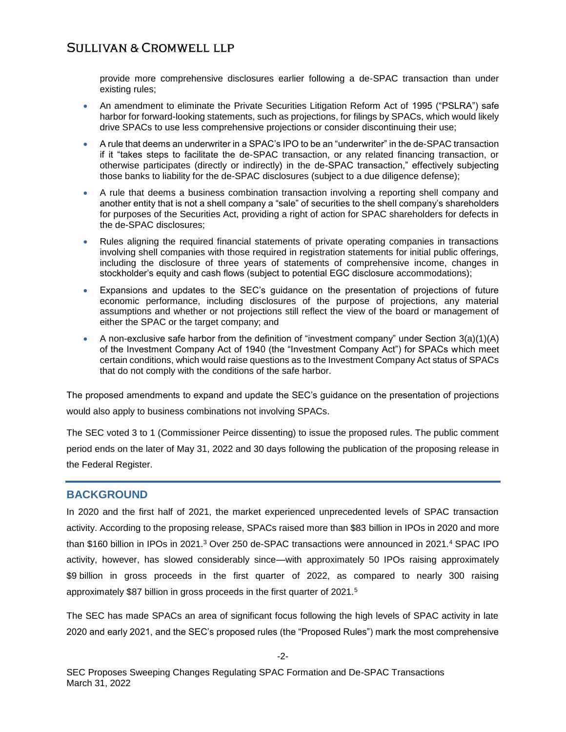provide more comprehensive disclosures earlier following a de-SPAC transaction than under existing rules;

- An amendment to eliminate the Private Securities Litigation Reform Act of 1995 ("PSLRA") safe harbor for forward-looking statements, such as projections, for filings by SPACs, which would likely drive SPACs to use less comprehensive projections or consider discontinuing their use;
- A rule that deems an underwriter in a SPAC's IPO to be an "underwriter" in the de-SPAC transaction if it "takes steps to facilitate the de-SPAC transaction, or any related financing transaction, or otherwise participates (directly or indirectly) in the de-SPAC transaction," effectively subjecting those banks to liability for the de-SPAC disclosures (subject to a due diligence defense);
- A rule that deems a business combination transaction involving a reporting shell company and another entity that is not a shell company a "sale" of securities to the shell company's shareholders for purposes of the Securities Act, providing a right of action for SPAC shareholders for defects in the de-SPAC disclosures;
- Rules aligning the required financial statements of private operating companies in transactions involving shell companies with those required in registration statements for initial public offerings, including the disclosure of three years of statements of comprehensive income, changes in stockholder's equity and cash flows (subject to potential EGC disclosure accommodations);
- Expansions and updates to the SEC's guidance on the presentation of projections of future economic performance, including disclosures of the purpose of projections, any material assumptions and whether or not projections still reflect the view of the board or management of either the SPAC or the target company; and
- A non-exclusive safe harbor from the definition of "investment company" under Section 3(a)(1)(A) of the Investment Company Act of 1940 (the "Investment Company Act") for SPACs which meet certain conditions, which would raise questions as to the Investment Company Act status of SPACs that do not comply with the conditions of the safe harbor.

The proposed amendments to expand and update the SEC's guidance on the presentation of projections would also apply to business combinations not involving SPACs.

The SEC voted 3 to 1 (Commissioner Peirce dissenting) to issue the proposed rules. The public comment period ends on the later of May 31, 2022 and 30 days following the publication of the proposing release in the Federal Register.

## BACKGROUND

In 2020 and the first half of 2021, the market experienced unprecedented levels of SPAC transaction activity. According to the proposing release, SPACs raised more than $83 billion in IPOs in 2020 and more than $160 billion in IPOs in 2021.[3] Over 250 de-SPAC transactions were announced in 2021.[4] SPAC IPO activity, however, has slowed considerably since—with approximately 50 IPOs raising approximately $9 billion in gross proceeds in the first quarter of 2022, as compared to nearly 300 raising approximately $87 billion in gross proceeds in the first quarter of 2021.[5]

The SEC has made SPACs an area of significant focus following the high levels of SPAC activity in late 2020 and early 2021, and the SEC's proposed rules (the "Proposed Rules") mark the most comprehensive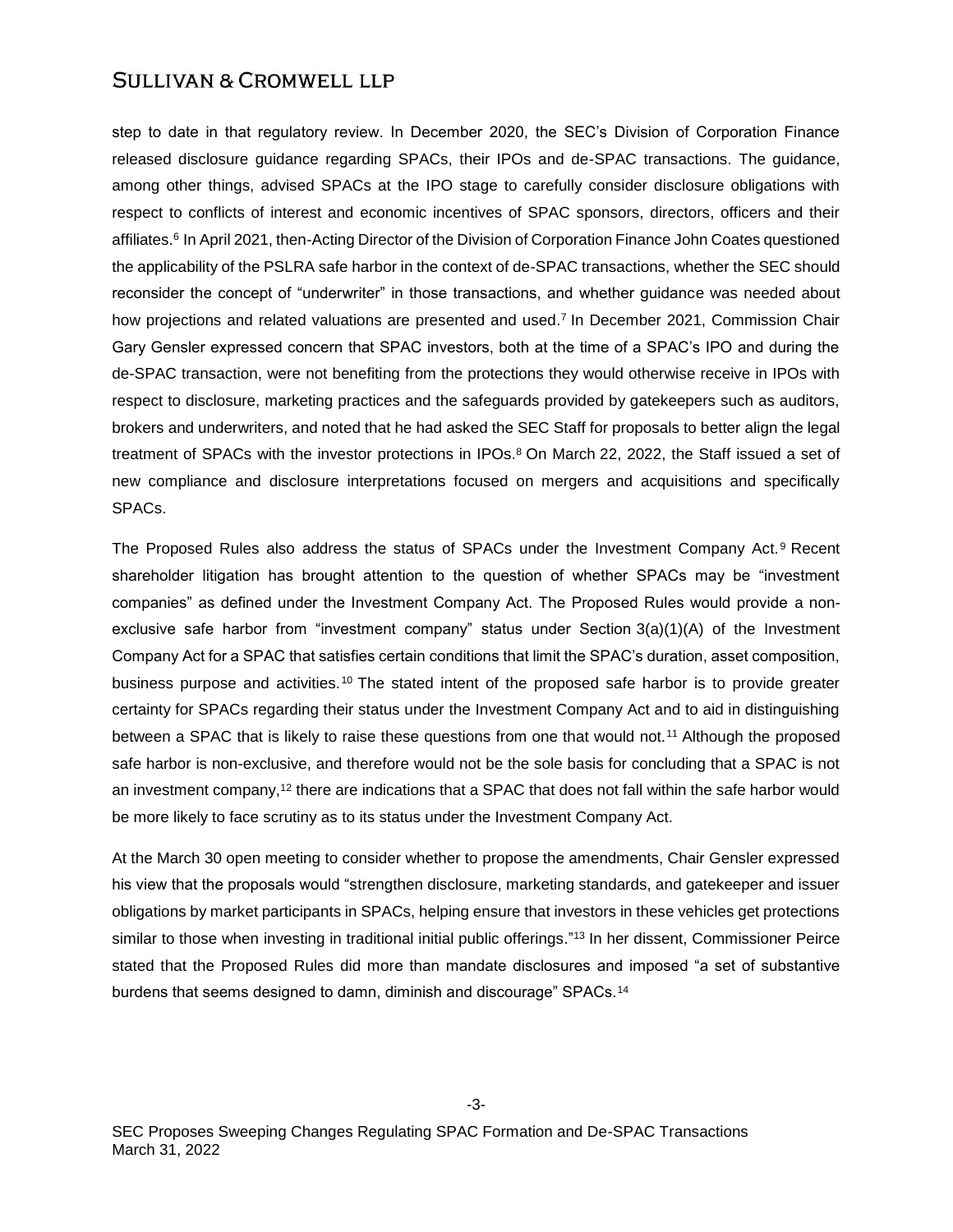step to date in that regulatory review. In December 2020, the SEC's Division of Corporation Finance released disclosure guidance regarding SPACs, their IPOs and de-SPAC transactions. The guidance, among other things, advised SPACs at the IPO stage to carefully consider disclosure obligations with respect to conflicts of interest and economic incentives of SPAC sponsors, directors, officers and their affiliates.[6] In April 2021, then-Acting Director of the Division of Corporation Finance John Coates questioned the applicability of the PSLRA safe harbor in the context of de-SPAC transactions, whether the SEC should reconsider the concept of "underwriter" in those transactions, and whether guidance was needed about how projections and related valuations are presented and used.[7] In December 2021, Commission Chair Gary Gensler expressed concern that SPAC investors, both at the time of a SPAC's IPO and during the de-SPAC transaction, were not benefiting from the protections they would otherwise receive in IPOs with respect to disclosure, marketing practices and the safeguards provided by gatekeepers such as auditors, brokers and underwriters, and noted that he had asked the SEC Staff for proposals to better align the legal treatment of SPACs with the investor protections in IPOs.[8] On March 22, 2022, the Staff issued a set of new compliance and disclosure interpretations focused on mergers and acquisitions and specifically SPACs.

The Proposed Rules also address the status of SPACs under the Investment Company Act.[9] Recent shareholder litigation has brought attention to the question of whether SPACs may be "investment companies" as defined under the Investment Company Act. The Proposed Rules would provide a non-exclusive safe harbor from "investment company" status under Section 3(a)(1)(A) of the Investment Company Act for a SPAC that satisfies certain conditions that limit the SPAC's duration, asset composition, business purpose and activities.[10] The stated intent of the proposed safe harbor is to provide greater certainty for SPACs regarding their status under the Investment Company Act and to aid in distinguishing between a SPAC that is likely to raise these questions from one that would not.[11] Although the proposed safe harbor is non-exclusive, and therefore would not be the sole basis for concluding that a SPAC is not an investment company,[12] there are indications that a SPAC that does not fall within the safe harbor would be more likely to face scrutiny as to its status under the Investment Company Act.

At the March 30 open meeting to consider whether to propose the amendments, Chair Gensler expressed his view that the proposals would "strengthen disclosure, marketing standards, and gatekeeper and issuer obligations by market participants in SPACs, helping ensure that investors in these vehicles get protections similar to those when investing in traditional initial public offerings."[13] In her dissent, Commissioner Peirce stated that the Proposed Rules did more than mandate disclosures and imposed "a set of substantive burdens that seems designed to damn, diminish and discourage" SPACs.[14]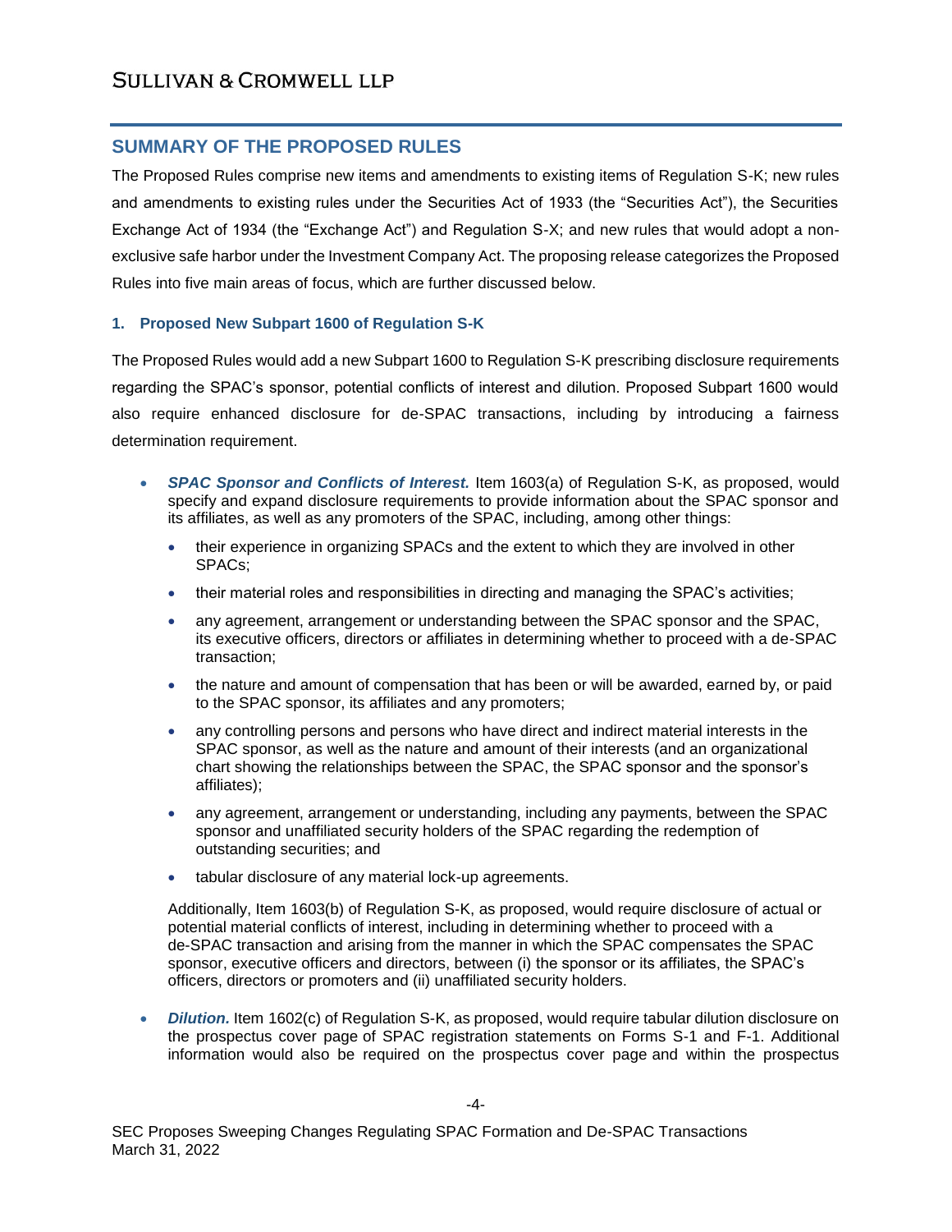## SUMMARY OF THE PROPOSED RULES

The Proposed Rules comprise new items and amendments to existing items of Regulation S-K; new rules and amendments to existing rules under the Securities Act of 1933 (the "Securities Act"), the Securities Exchange Act of 1934 (the "Exchange Act") and Regulation S-X; and new rules that would adopt a non-exclusive safe harbor under the Investment Company Act. The proposing release categorizes the Proposed Rules into five main areas of focus, which are further discussed below.

### 1. Proposed New Subpart 1600 of Regulation S-K

The Proposed Rules would add a new Subpart 1600 to Regulation S-K prescribing disclosure requirements regarding the SPAC's sponsor, potential conflicts of interest and dilution. Proposed Subpart 1600 would also require enhanced disclosure for de-SPAC transactions, including by introducing a fairness determination requirement.

- ***SPAC Sponsor and Conflicts of Interest.*** Item 1603(a) of Regulation S-K, as proposed, would specify and expand disclosure requirements to provide information about the SPAC sponsor and its affiliates, as well as any promoters of the SPAC, including, among other things:
  - their experience in organizing SPACs and the extent to which they are involved in other SPACs;
  - their material roles and responsibilities in directing and managing the SPAC's activities;
  - any agreement, arrangement or understanding between the SPAC sponsor and the SPAC, its executive officers, directors or affiliates in determining whether to proceed with a de-SPAC transaction;
  - the nature and amount of compensation that has been or will be awarded, earned by, or paid to the SPAC sponsor, its affiliates and any promoters;
  - any controlling persons and persons who have direct and indirect material interests in the SPAC sponsor, as well as the nature and amount of their interests (and an organizational chart showing the relationships between the SPAC, the SPAC sponsor and the sponsor's affiliates);
  - any agreement, arrangement or understanding, including any payments, between the SPAC sponsor and unaffiliated security holders of the SPAC regarding the redemption of outstanding securities; and
  - tabular disclosure of any material lock-up agreements.

  Additionally, Item 1603(b) of Regulation S-K, as proposed, would require disclosure of actual or potential material conflicts of interest, including in determining whether to proceed with a de-SPAC transaction and arising from the manner in which the SPAC compensates the SPAC sponsor, executive officers and directors, between (i) the sponsor or its affiliates, the SPAC's officers, directors or promoters and (ii) unaffiliated security holders.

- ***Dilution.*** Item 1602(c) of Regulation S-K, as proposed, would require tabular dilution disclosure on the prospectus cover page of SPAC registration statements on Forms S-1 and F-1. Additional information would also be required on the prospectus cover page and within the prospectus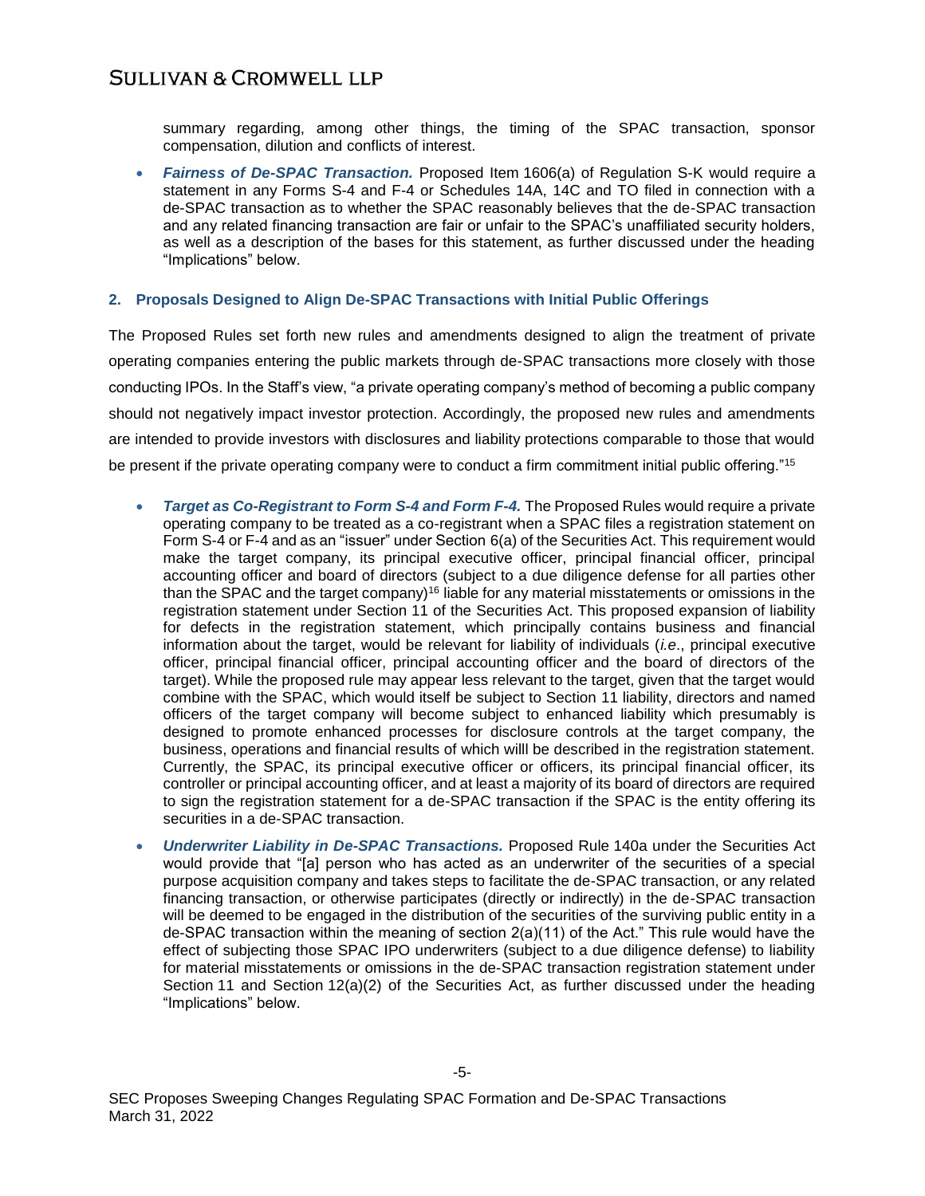summary regarding, among other things, the timing of the SPAC transaction, sponsor compensation, dilution and conflicts of interest.

- ***Fairness of De-SPAC Transaction.*** Proposed Item 1606(a) of Regulation S-K would require a statement in any Forms S-4 and F-4 or Schedules 14A, 14C and TO filed in connection with a de-SPAC transaction as to whether the SPAC reasonably believes that the de-SPAC transaction and any related financing transaction are fair or unfair to the SPAC's unaffiliated security holders, as well as a description of the bases for this statement, as further discussed under the heading "Implications" below.

### 2. Proposals Designed to Align De-SPAC Transactions with Initial Public Offerings

The Proposed Rules set forth new rules and amendments designed to align the treatment of private operating companies entering the public markets through de-SPAC transactions more closely with those conducting IPOs. In the Staff's view, "a private operating company's method of becoming a public company should not negatively impact investor protection. Accordingly, the proposed new rules and amendments are intended to provide investors with disclosures and liability protections comparable to those that would be present if the private operating company were to conduct a firm commitment initial public offering."[15]

- ***Target as Co-Registrant to Form S-4 and Form F-4.*** The Proposed Rules would require a private operating company to be treated as a co-registrant when a SPAC files a registration statement on Form S-4 or F-4 and as an "issuer" under Section 6(a) of the Securities Act. This requirement would make the target company, its principal executive officer, principal financial officer, principal accounting officer and board of directors (subject to a due diligence defense for all parties other than the SPAC and the target company)[16] liable for any material misstatements or omissions in the registration statement under Section 11 of the Securities Act. This proposed expansion of liability for defects in the registration statement, which principally contains business and financial information about the target, would be relevant for liability of individuals (*i.e.*, principal executive officer, principal financial officer, principal accounting officer and the board of directors of the target). While the proposed rule may appear less relevant to the target, given that the target would combine with the SPAC, which would itself be subject to Section 11 liability, directors and named officers of the target company will become subject to enhanced liability which presumably is designed to promote enhanced processes for disclosure controls at the target company, the business, operations and financial results of which willl be described in the registration statement. Currently, the SPAC, its principal executive officer or officers, its principal financial officer, its controller or principal accounting officer, and at least a majority of its board of directors are required to sign the registration statement for a de-SPAC transaction if the SPAC is the entity offering its securities in a de-SPAC transaction.

- ***Underwriter Liability in De-SPAC Transactions.*** Proposed Rule 140a under the Securities Act would provide that "[a] person who has acted as an underwriter of the securities of a special purpose acquisition company and takes steps to facilitate the de-SPAC transaction, or any related financing transaction, or otherwise participates (directly or indirectly) in the de-SPAC transaction will be deemed to be engaged in the distribution of the securities of the surviving public entity in a de-SPAC transaction within the meaning of section 2(a)(11) of the Act." This rule would have the effect of subjecting those SPAC IPO underwriters (subject to a due diligence defense) to liability for material misstatements or omissions in the de-SPAC transaction registration statement under Section 11 and Section 12(a)(2) of the Securities Act, as further discussed under the heading "Implications" below.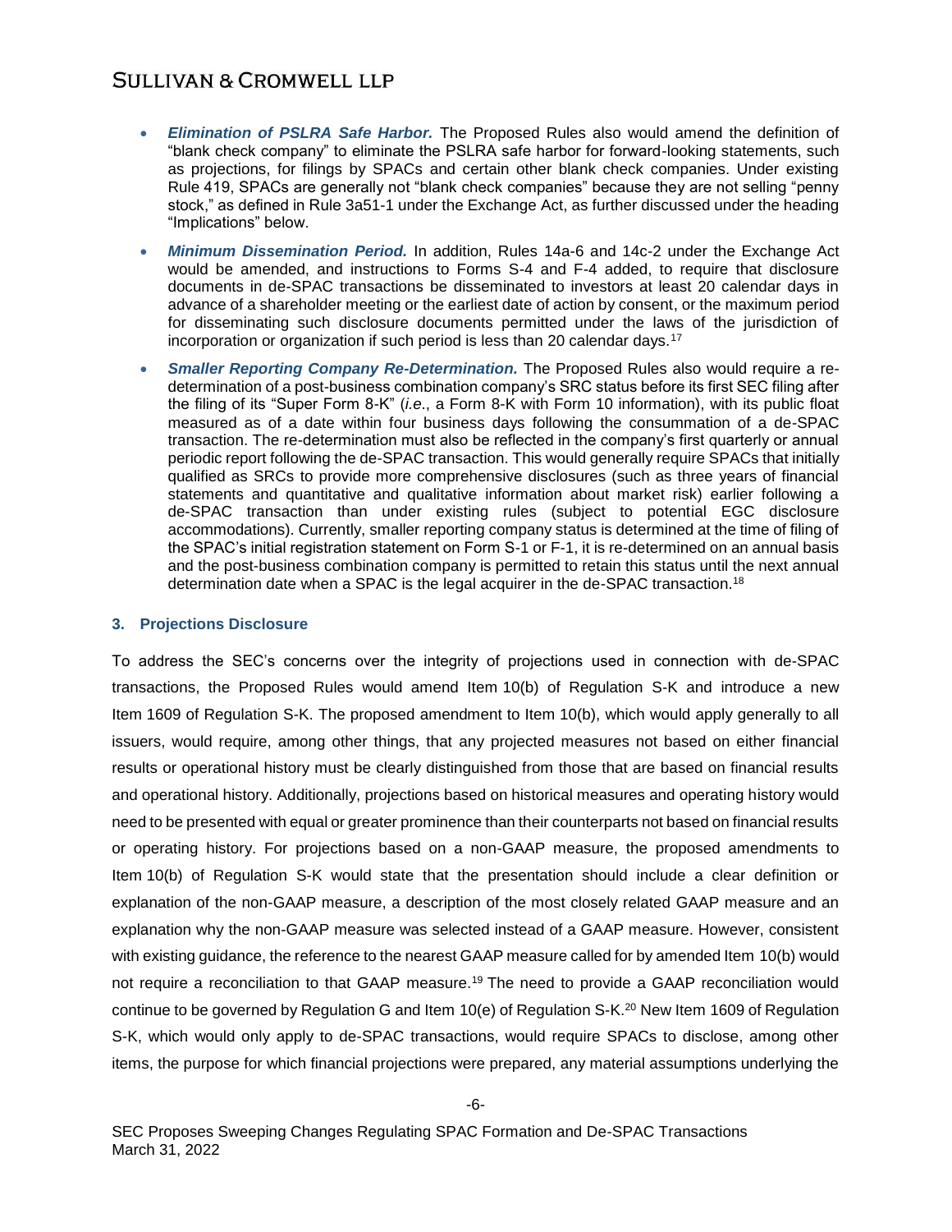- ***Elimination of PSLRA Safe Harbor.*** The Proposed Rules also would amend the definition of "blank check company" to eliminate the PSLRA safe harbor for forward-looking statements, such as projections, for filings by SPACs and certain other blank check companies. Under existing Rule 419, SPACs are generally not "blank check companies" because they are not selling "penny stock," as defined in Rule 3a51-1 under the Exchange Act, as further discussed under the heading "Implications" below.
- ***Minimum Dissemination Period.*** In addition, Rules 14a-6 and 14c-2 under the Exchange Act would be amended, and instructions to Forms S-4 and F-4 added, to require that disclosure documents in de-SPAC transactions be disseminated to investors at least 20 calendar days in advance of a shareholder meeting or the earliest date of action by consent, or the maximum period for disseminating such disclosure documents permitted under the laws of the jurisdiction of incorporation or organization if such period is less than 20 calendar days.[17]
- ***Smaller Reporting Company Re-Determination.*** The Proposed Rules also would require a re-determination of a post-business combination company's SRC status before its first SEC filing after the filing of its "Super Form 8-K" (*i.e.*, a Form 8-K with Form 10 information), with its public float measured as of a date within four business days following the consummation of a de-SPAC transaction. The re-determination must also be reflected in the company's first quarterly or annual periodic report following the de-SPAC transaction. This would generally require SPACs that initially qualified as SRCs to provide more comprehensive disclosures (such as three years of financial statements and quantitative and qualitative information about market risk) earlier following a de-SPAC transaction than under existing rules (subject to potential EGC disclosure accommodations). Currently, smaller reporting company status is determined at the time of filing of the SPAC's initial registration statement on Form S-1 or F-1, it is re-determined on an annual basis and the post-business combination company is permitted to retain this status until the next annual determination date when a SPAC is the legal acquirer in the de-SPAC transaction.[18]

### 3. Projections Disclosure

To address the SEC's concerns over the integrity of projections used in connection with de-SPAC transactions, the Proposed Rules would amend Item 10(b) of Regulation S-K and introduce a new Item 1609 of Regulation S-K. The proposed amendment to Item 10(b), which would apply generally to all issuers, would require, among other things, that any projected measures not based on either financial results or operational history must be clearly distinguished from those that are based on financial results and operational history. Additionally, projections based on historical measures and operating history would need to be presented with equal or greater prominence than their counterparts not based on financial results or operating history. For projections based on a non-GAAP measure, the proposed amendments to Item 10(b) of Regulation S-K would state that the presentation should include a clear definition or explanation of the non-GAAP measure, a description of the most closely related GAAP measure and an explanation why the non-GAAP measure was selected instead of a GAAP measure. However, consistent with existing guidance, the reference to the nearest GAAP measure called for by amended Item 10(b) would not require a reconciliation to that GAAP measure.[19] The need to provide a GAAP reconciliation would continue to be governed by Regulation G and Item 10(e) of Regulation S-K.[20] New Item 1609 of Regulation S-K, which would only apply to de-SPAC transactions, would require SPACs to disclose, among other items, the purpose for which financial projections were prepared, any material assumptions underlying the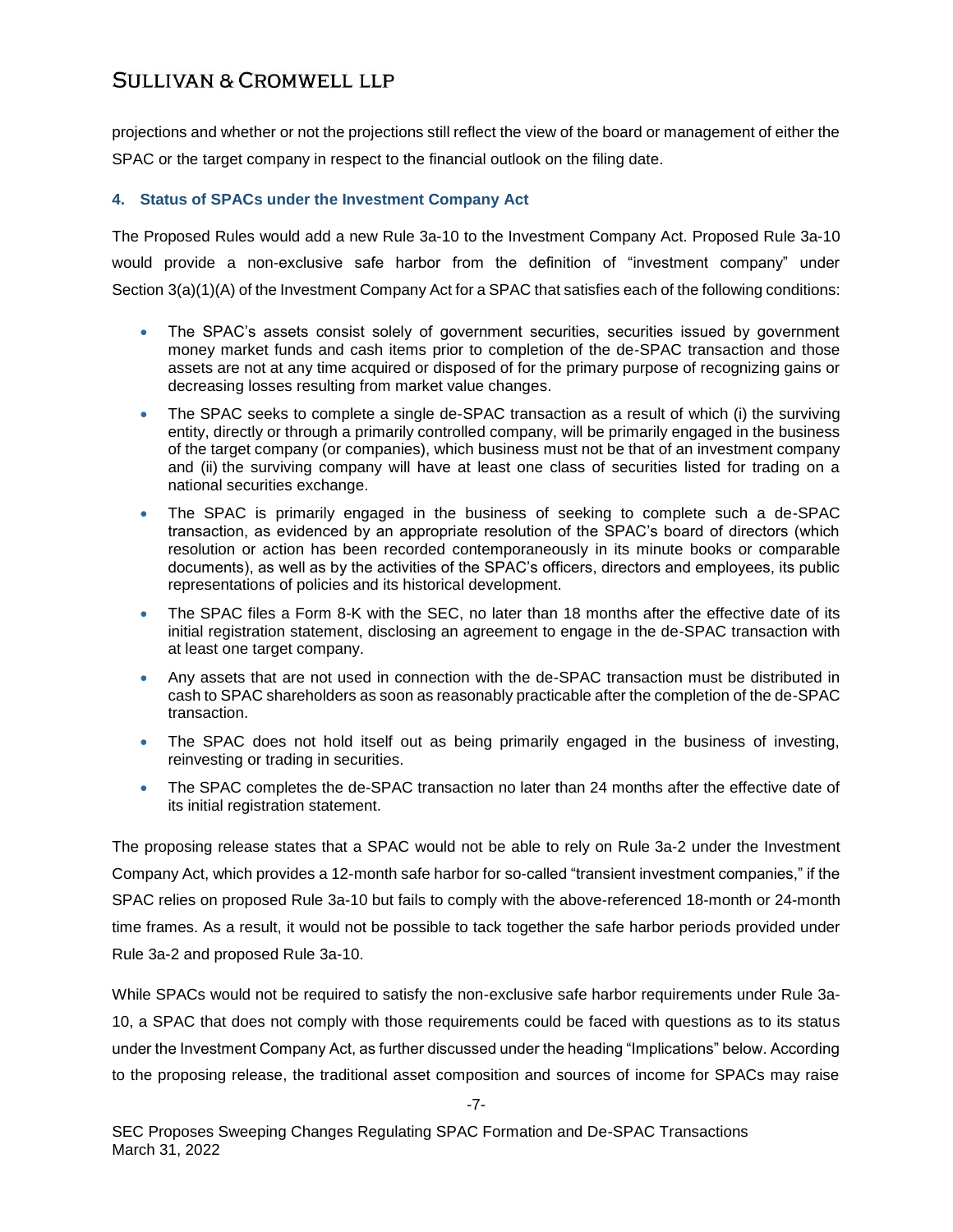projections and whether or not the projections still reflect the view of the board or management of either the SPAC or the target company in respect to the financial outlook on the filing date.

### 4. Status of SPACs under the Investment Company Act

The Proposed Rules would add a new Rule 3a-10 to the Investment Company Act. Proposed Rule 3a-10 would provide a non-exclusive safe harbor from the definition of "investment company" under Section 3(a)(1)(A) of the Investment Company Act for a SPAC that satisfies each of the following conditions:

- The SPAC's assets consist solely of government securities, securities issued by government money market funds and cash items prior to completion of the de-SPAC transaction and those assets are not at any time acquired or disposed of for the primary purpose of recognizing gains or decreasing losses resulting from market value changes.
- The SPAC seeks to complete a single de-SPAC transaction as a result of which (i) the surviving entity, directly or through a primarily controlled company, will be primarily engaged in the business of the target company (or companies), which business must not be that of an investment company and (ii) the surviving company will have at least one class of securities listed for trading on a national securities exchange.
- The SPAC is primarily engaged in the business of seeking to complete such a de-SPAC transaction, as evidenced by an appropriate resolution of the SPAC's board of directors (which resolution or action has been recorded contemporaneously in its minute books or comparable documents), as well as by the activities of the SPAC's officers, directors and employees, its public representations of policies and its historical development.
- The SPAC files a Form 8-K with the SEC, no later than 18 months after the effective date of its initial registration statement, disclosing an agreement to engage in the de-SPAC transaction with at least one target company.
- Any assets that are not used in connection with the de-SPAC transaction must be distributed in cash to SPAC shareholders as soon as reasonably practicable after the completion of the de-SPAC transaction.
- The SPAC does not hold itself out as being primarily engaged in the business of investing, reinvesting or trading in securities.
- The SPAC completes the de-SPAC transaction no later than 24 months after the effective date of its initial registration statement.

The proposing release states that a SPAC would not be able to rely on Rule 3a-2 under the Investment Company Act, which provides a 12-month safe harbor for so-called "transient investment companies," if the SPAC relies on proposed Rule 3a-10 but fails to comply with the above-referenced 18-month or 24-month time frames. As a result, it would not be possible to tack together the safe harbor periods provided under Rule 3a-2 and proposed Rule 3a-10.

While SPACs would not be required to satisfy the non-exclusive safe harbor requirements under Rule 3a-10, a SPAC that does not comply with those requirements could be faced with questions as to its status under the Investment Company Act, as further discussed under the heading "Implications" below. According to the proposing release, the traditional asset composition and sources of income for SPACs may raise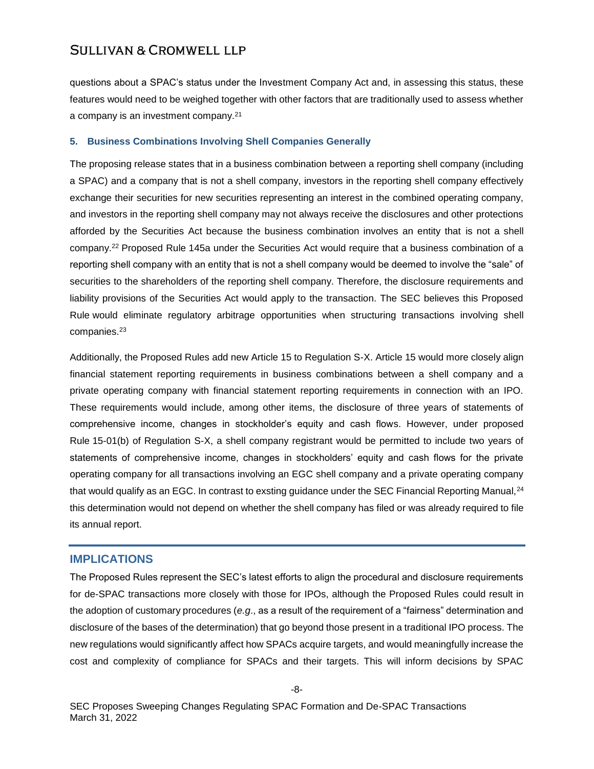questions about a SPAC's status under the Investment Company Act and, in assessing this status, these features would need to be weighed together with other factors that are traditionally used to assess whether a company is an investment company.[21]

### 5. Business Combinations Involving Shell Companies Generally

The proposing release states that in a business combination between a reporting shell company (including a SPAC) and a company that is not a shell company, investors in the reporting shell company effectively exchange their securities for new securities representing an interest in the combined operating company, and investors in the reporting shell company may not always receive the disclosures and other protections afforded by the Securities Act because the business combination involves an entity that is not a shell company.[22] Proposed Rule 145a under the Securities Act would require that a business combination of a reporting shell company with an entity that is not a shell company would be deemed to involve the "sale" of securities to the shareholders of the reporting shell company. Therefore, the disclosure requirements and liability provisions of the Securities Act would apply to the transaction. The SEC believes this Proposed Rule would eliminate regulatory arbitrage opportunities when structuring transactions involving shell companies.[23]

Additionally, the Proposed Rules add new Article 15 to Regulation S-X. Article 15 would more closely align financial statement reporting requirements in business combinations between a shell company and a private operating company with financial statement reporting requirements in connection with an IPO. These requirements would include, among other items, the disclosure of three years of statements of comprehensive income, changes in stockholder's equity and cash flows. However, under proposed Rule 15-01(b) of Regulation S-X, a shell company registrant would be permitted to include two years of statements of comprehensive income, changes in stockholders' equity and cash flows for the private operating company for all transactions involving an EGC shell company and a private operating company that would qualify as an EGC. In contrast to exsting guidance under the SEC Financial Reporting Manual,[24] this determination would not depend on whether the shell company has filed or was already required to file its annual report.

## IMPLICATIONS

The Proposed Rules represent the SEC's latest efforts to align the procedural and disclosure requirements for de-SPAC transactions more closely with those for IPOs, although the Proposed Rules could result in the adoption of customary procedures (*e.g*., as a result of the requirement of a "fairness" determination and disclosure of the bases of the determination) that go beyond those present in a traditional IPO process. The new regulations would significantly affect how SPACs acquire targets, and would meaningfully increase the cost and complexity of compliance for SPACs and their targets. This will inform decisions by SPAC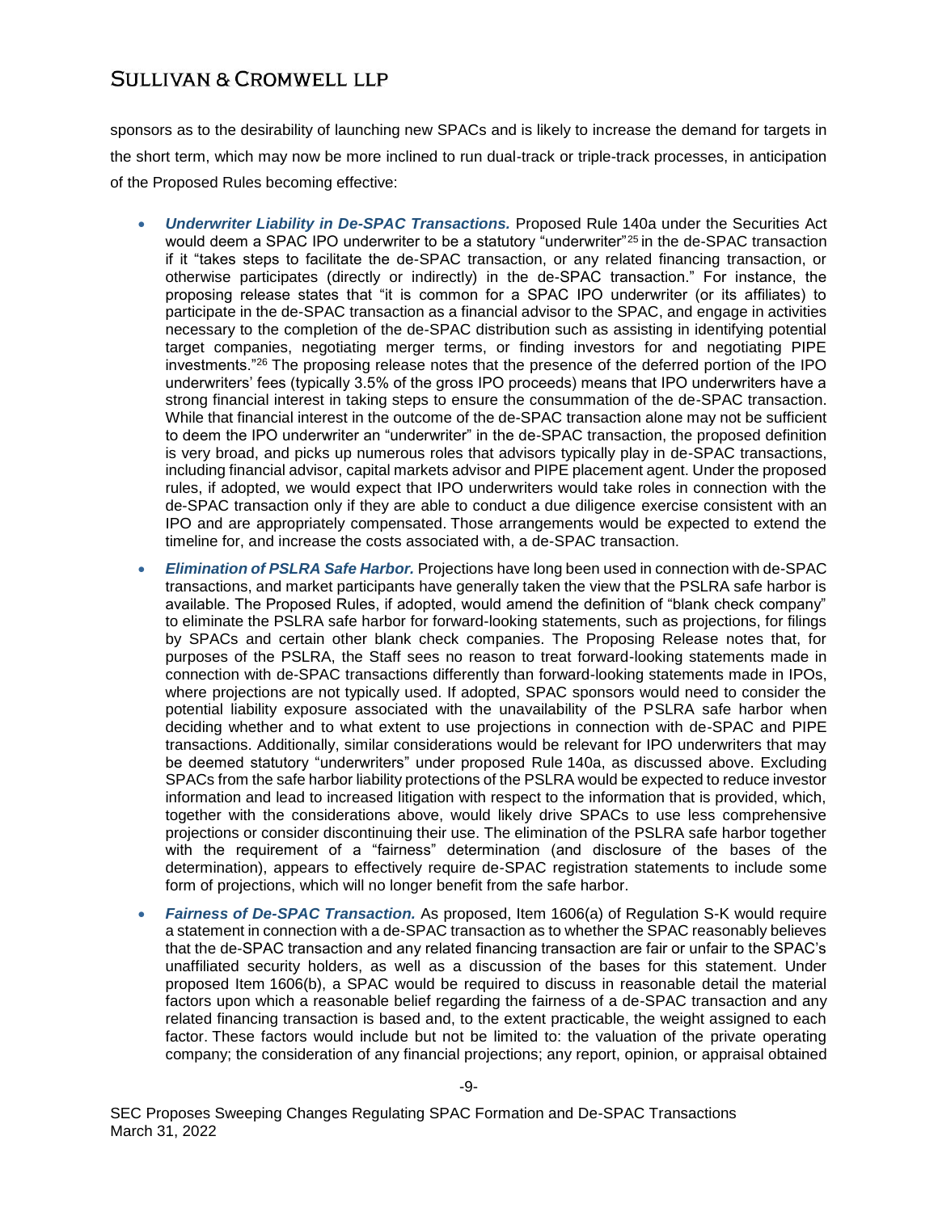sponsors as to the desirability of launching new SPACs and is likely to increase the demand for targets in the short term, which may now be more inclined to run dual-track or triple-track processes, in anticipation of the Proposed Rules becoming effective:

- ***Underwriter Liability in De-SPAC Transactions.*** Proposed Rule 140a under the Securities Act would deem a SPAC IPO underwriter to be a statutory "underwriter"[25] in the de-SPAC transaction if it "takes steps to facilitate the de-SPAC transaction, or any related financing transaction, or otherwise participates (directly or indirectly) in the de-SPAC transaction." For instance, the proposing release states that "it is common for a SPAC IPO underwriter (or its affiliates) to participate in the de-SPAC transaction as a financial advisor to the SPAC, and engage in activities necessary to the completion of the de-SPAC distribution such as assisting in identifying potential target companies, negotiating merger terms, or finding investors for and negotiating PIPE investments."[26] The proposing release notes that the presence of the deferred portion of the IPO underwriters' fees (typically 3.5% of the gross IPO proceeds) means that IPO underwriters have a strong financial interest in taking steps to ensure the consummation of the de-SPAC transaction. While that financial interest in the outcome of the de-SPAC transaction alone may not be sufficient to deem the IPO underwriter an "underwriter" in the de-SPAC transaction, the proposed definition is very broad, and picks up numerous roles that advisors typically play in de-SPAC transactions, including financial advisor, capital markets advisor and PIPE placement agent. Under the proposed rules, if adopted, we would expect that IPO underwriters would take roles in connection with the de-SPAC transaction only if they are able to conduct a due diligence exercise consistent with an IPO and are appropriately compensated. Those arrangements would be expected to extend the timeline for, and increase the costs associated with, a de-SPAC transaction.
- ***Elimination of PSLRA Safe Harbor.*** Projections have long been used in connection with de-SPAC transactions, and market participants have generally taken the view that the PSLRA safe harbor is available. The Proposed Rules, if adopted, would amend the definition of "blank check company" to eliminate the PSLRA safe harbor for forward-looking statements, such as projections, for filings by SPACs and certain other blank check companies. The Proposing Release notes that, for purposes of the PSLRA, the Staff sees no reason to treat forward-looking statements made in connection with de-SPAC transactions differently than forward-looking statements made in IPOs, where projections are not typically used. If adopted, SPAC sponsors would need to consider the potential liability exposure associated with the unavailability of the PSLRA safe harbor when deciding whether and to what extent to use projections in connection with de-SPAC and PIPE transactions. Additionally, similar considerations would be relevant for IPO underwriters that may be deemed statutory "underwriters" under proposed Rule 140a, as discussed above. Excluding SPACs from the safe harbor liability protections of the PSLRA would be expected to reduce investor information and lead to increased litigation with respect to the information that is provided, which, together with the considerations above, would likely drive SPACs to use less comprehensive projections or consider discontinuing their use. The elimination of the PSLRA safe harbor together with the requirement of a "fairness" determination (and disclosure of the bases of the determination), appears to effectively require de-SPAC registration statements to include some form of projections, which will no longer benefit from the safe harbor.
- ***Fairness of De-SPAC Transaction.*** As proposed, Item 1606(a) of Regulation S-K would require a statement in connection with a de-SPAC transaction as to whether the SPAC reasonably believes that the de-SPAC transaction and any related financing transaction are fair or unfair to the SPAC's unaffiliated security holders, as well as a discussion of the bases for this statement. Under proposed Item 1606(b), a SPAC would be required to discuss in reasonable detail the material factors upon which a reasonable belief regarding the fairness of a de-SPAC transaction and any related financing transaction is based and, to the extent practicable, the weight assigned to each factor. These factors would include but not be limited to: the valuation of the private operating company; the consideration of any financial projections; any report, opinion, or appraisal obtained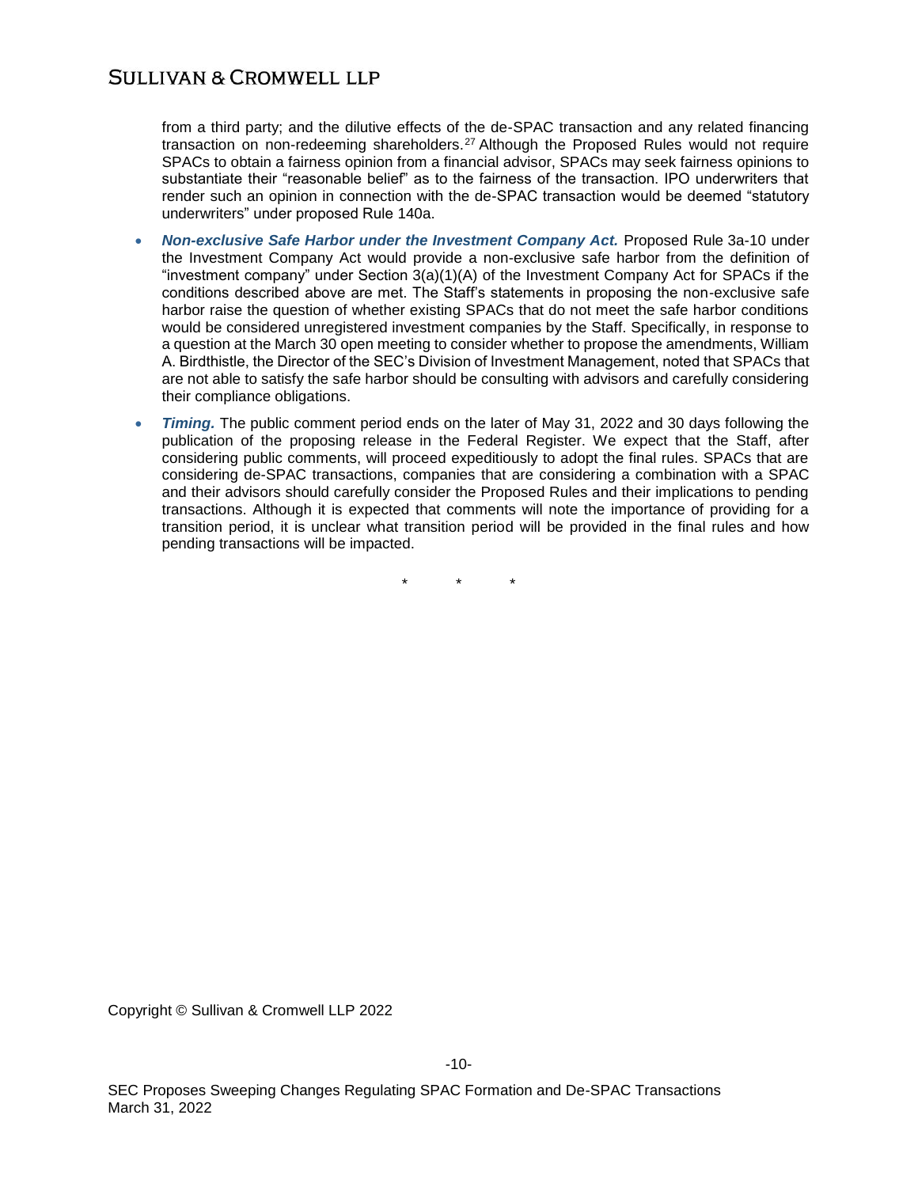from a third party; and the dilutive effects of the de-SPAC transaction and any related financing transaction on non-redeeming shareholders.[27] Although the Proposed Rules would not require SPACs to obtain a fairness opinion from a financial advisor, SPACs may seek fairness opinions to substantiate their "reasonable belief" as to the fairness of the transaction. IPO underwriters that render such an opinion in connection with the de-SPAC transaction would be deemed "statutory underwriters" under proposed Rule 140a.

- ***Non-exclusive Safe Harbor under the Investment Company Act.*** Proposed Rule 3a-10 under the Investment Company Act would provide a non-exclusive safe harbor from the definition of "investment company" under Section 3(a)(1)(A) of the Investment Company Act for SPACs if the conditions described above are met. The Staff's statements in proposing the non-exclusive safe harbor raise the question of whether existing SPACs that do not meet the safe harbor conditions would be considered unregistered investment companies by the Staff. Specifically, in response to a question at the March 30 open meeting to consider whether to propose the amendments, William A. Birdthistle, the Director of the SEC's Division of Investment Management, noted that SPACs that are not able to satisfy the safe harbor should be consulting with advisors and carefully considering their compliance obligations.
- ***Timing.*** The public comment period ends on the later of May 31, 2022 and 30 days following the publication of the proposing release in the Federal Register. We expect that the Staff, after considering public comments, will proceed expeditiously to adopt the final rules. SPACs that are considering de-SPAC transactions, companies that are considering a combination with a SPAC and their advisors should carefully consider the Proposed Rules and their implications to pending transactions. Although it is expected that comments will note the importance of providing for a transition period, it is unclear what transition period will be provided in the final rules and how pending transactions will be impacted.

\* \* \*

Copyright © Sullivan & Cromwell LLP 2022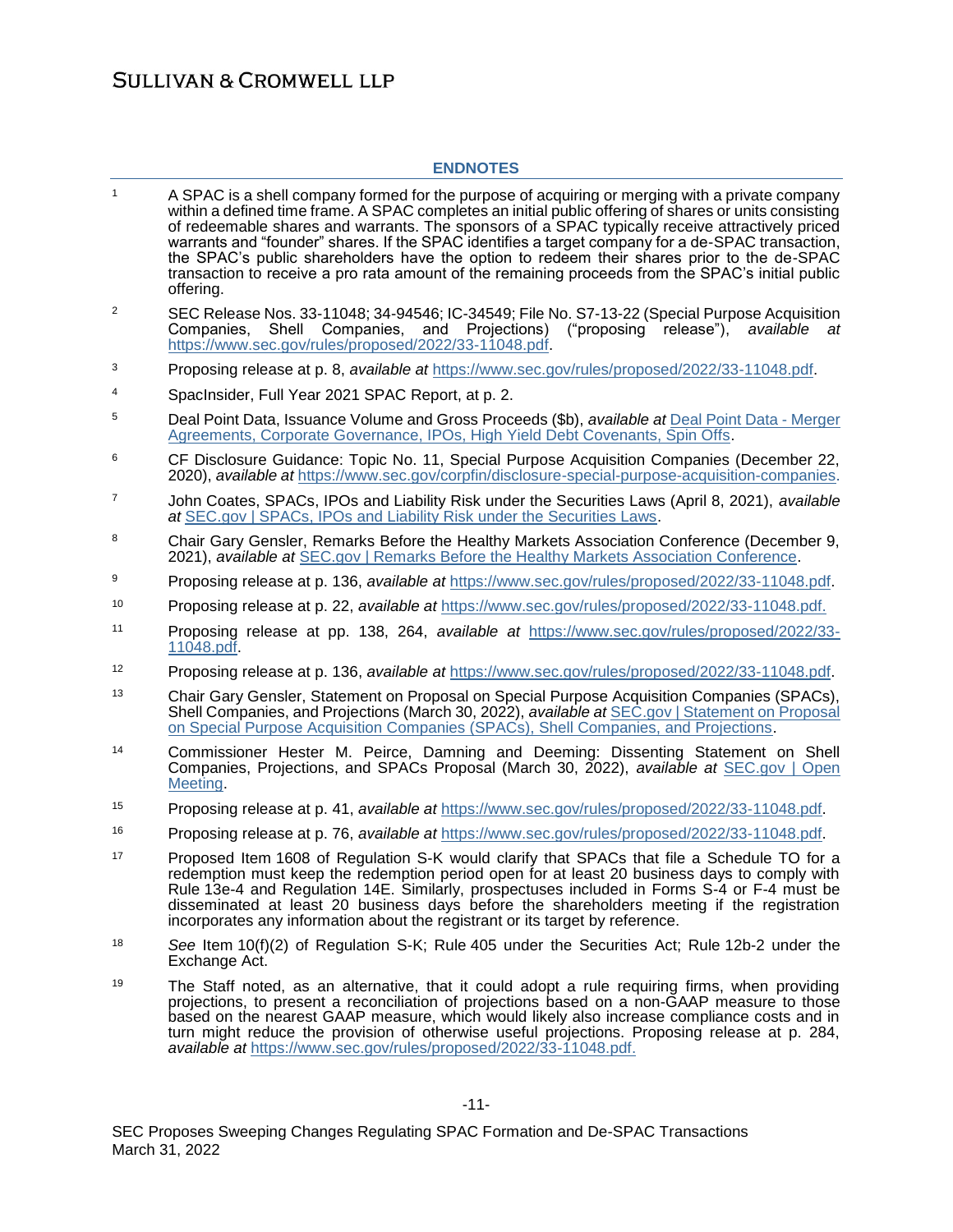## ENDNOTES

1. A SPAC is a shell company formed for the purpose of acquiring or merging with a private company within a defined time frame. A SPAC completes an initial public offering of shares or units consisting of redeemable shares and warrants. The sponsors of a SPAC typically receive attractively priced warrants and "founder" shares. If the SPAC identifies a target company for a de-SPAC transaction, the SPAC's public shareholders have the option to redeem their shares prior to the de-SPAC transaction to receive a pro rata amount of the remaining proceeds from the SPAC's initial public offering.

2. SEC Release Nos. 33-11048; 34-94546; IC-34549; File No. S7-13-22 (Special Purpose Acquisition Companies, Shell Companies, and Projections) ("proposing release"), *available at* https://www.sec.gov/rules/proposed/2022/33-11048.pdf.

3. Proposing release at p. 8, *available at* https://www.sec.gov/rules/proposed/2022/33-11048.pdf.

4. SpacInsider, Full Year 2021 SPAC Report, at p. 2.

5. Deal Point Data, Issuance Volume and Gross Proceeds ($b), *available at* Deal Point Data - Merger Agreements, Corporate Governance, IPOs, High Yield Debt Covenants, Spin Offs.

6. CF Disclosure Guidance: Topic No. 11, Special Purpose Acquisition Companies (December 22, 2020), *available at* https://www.sec.gov/corpfin/disclosure-special-purpose-acquisition-companies.

7. John Coates, SPACs, IPOs and Liability Risk under the Securities Laws (April 8, 2021), *available at* SEC.gov | SPACs, IPOs and Liability Risk under the Securities Laws.

8. Chair Gary Gensler, Remarks Before the Healthy Markets Association Conference (December 9, 2021), *available at* SEC.gov | Remarks Before the Healthy Markets Association Conference.

9. Proposing release at p. 136, *available at* https://www.sec.gov/rules/proposed/2022/33-11048.pdf.

10. Proposing release at p. 22, *available at* https://www.sec.gov/rules/proposed/2022/33-11048.pdf.

11. Proposing release at pp. 138, 264, *available at* https://www.sec.gov/rules/proposed/2022/33-11048.pdf.

12. Proposing release at p. 136, *available at* https://www.sec.gov/rules/proposed/2022/33-11048.pdf.

13. Chair Gary Gensler, Statement on Proposal on Special Purpose Acquisition Companies (SPACs), Shell Companies, and Projections (March 30, 2022), *available at* SEC.gov | Statement on Proposal on Special Purpose Acquisition Companies (SPACs), Shell Companies, and Projections.

14. Commissioner Hester M. Peirce, Damning and Deeming: Dissenting Statement on Shell Companies, Projections, and SPACs Proposal (March 30, 2022), *available at* SEC.gov | Open Meeting.

15. Proposing release at p. 41, *available at* https://www.sec.gov/rules/proposed/2022/33-11048.pdf.

16. Proposing release at p. 76, *available at* https://www.sec.gov/rules/proposed/2022/33-11048.pdf.

17. Proposed Item 1608 of Regulation S-K would clarify that SPACs that file a Schedule TO for a redemption must keep the redemption period open for at least 20 business days to comply with Rule 13e-4 and Regulation 14E. Similarly, prospectuses included in Forms S-4 or F-4 must be disseminated at least 20 business days before the shareholders meeting if the registration incorporates any information about the registrant or its target by reference.

18. *See* Item 10(f)(2) of Regulation S-K; Rule 405 under the Securities Act; Rule 12b-2 under the Exchange Act.

19. The Staff noted, as an alternative, that it could adopt a rule requiring firms, when providing projections, to present a reconciliation of projections based on a non-GAAP measure to those based on the nearest GAAP measure, which would likely also increase compliance costs and in turn might reduce the provision of otherwise useful projections. Proposing release at p. 284, *available at* https://www.sec.gov/rules/proposed/2022/33-11048.pdf.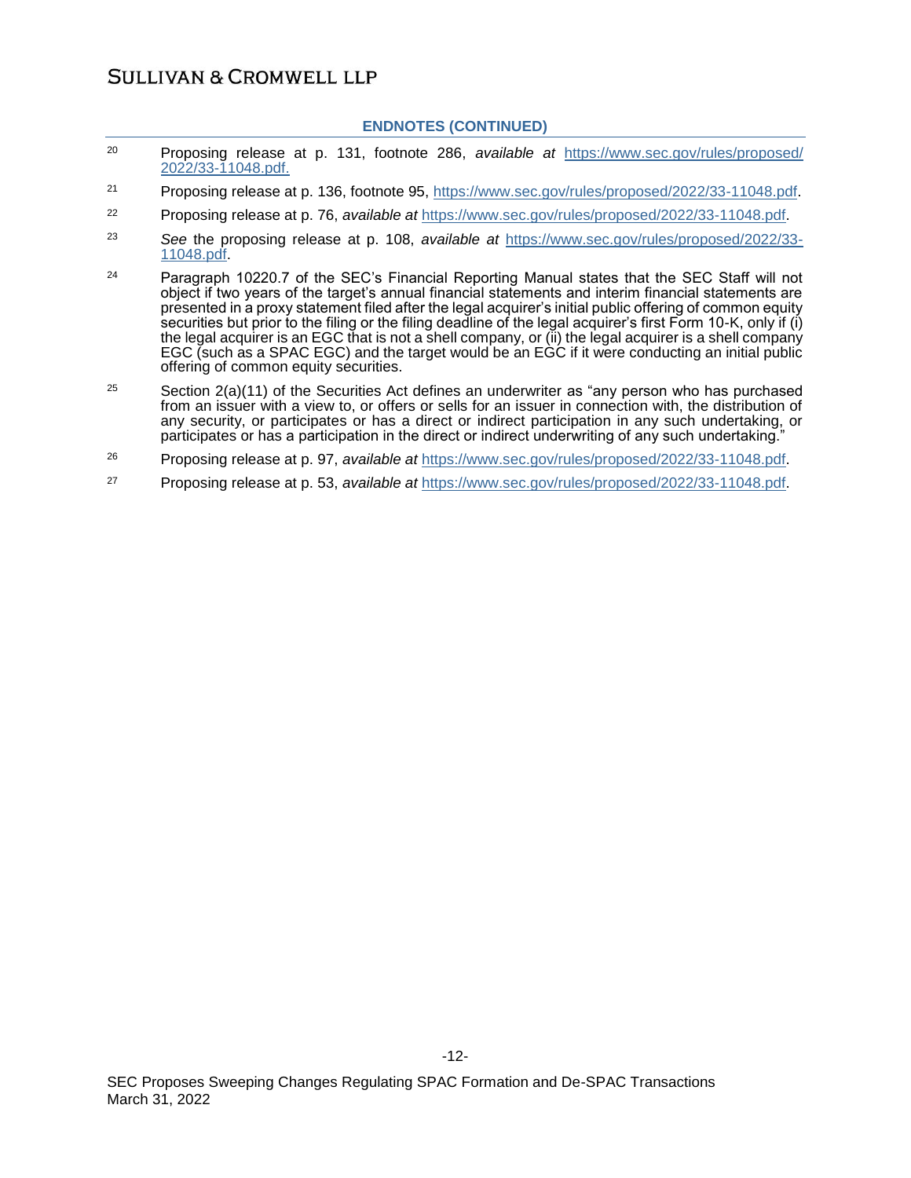## ENDNOTES (CONTINUED)

[20] Proposing release at p. 131, footnote 286, *available at* https://www.sec.gov/rules/proposed/2022/33-11048.pdf.

[21] Proposing release at p. 136, footnote 95, https://www.sec.gov/rules/proposed/2022/33-11048.pdf.

[22] Proposing release at p. 76, *available at* https://www.sec.gov/rules/proposed/2022/33-11048.pdf.

[23] *See* the proposing release at p. 108, *available at* https://www.sec.gov/rules/proposed/2022/33-11048.pdf.

[24] Paragraph 10220.7 of the SEC's Financial Reporting Manual states that the SEC Staff will not object if two years of the target's annual financial statements and interim financial statements are presented in a proxy statement filed after the legal acquirer's initial public offering of common equity securities but prior to the filing or the filing deadline of the legal acquirer's first Form 10-K, only if (i) the legal acquirer is an EGC that is not a shell company, or (ii) the legal acquirer is a shell company EGC (such as a SPAC EGC) and the target would be an EGC if it were conducting an initial public offering of common equity securities.

[25] Section 2(a)(11) of the Securities Act defines an underwriter as "any person who has purchased from an issuer with a view to, or offers or sells for an issuer in connection with, the distribution of any security, or participates or has a direct or indirect participation in any such undertaking, or participates or has a participation in the direct or indirect underwriting of any such undertaking."

[26] Proposing release at p. 97, *available at* https://www.sec.gov/rules/proposed/2022/33-11048.pdf.

[27] Proposing release at p. 53, *available at* https://www.sec.gov/rules/proposed/2022/33-11048.pdf.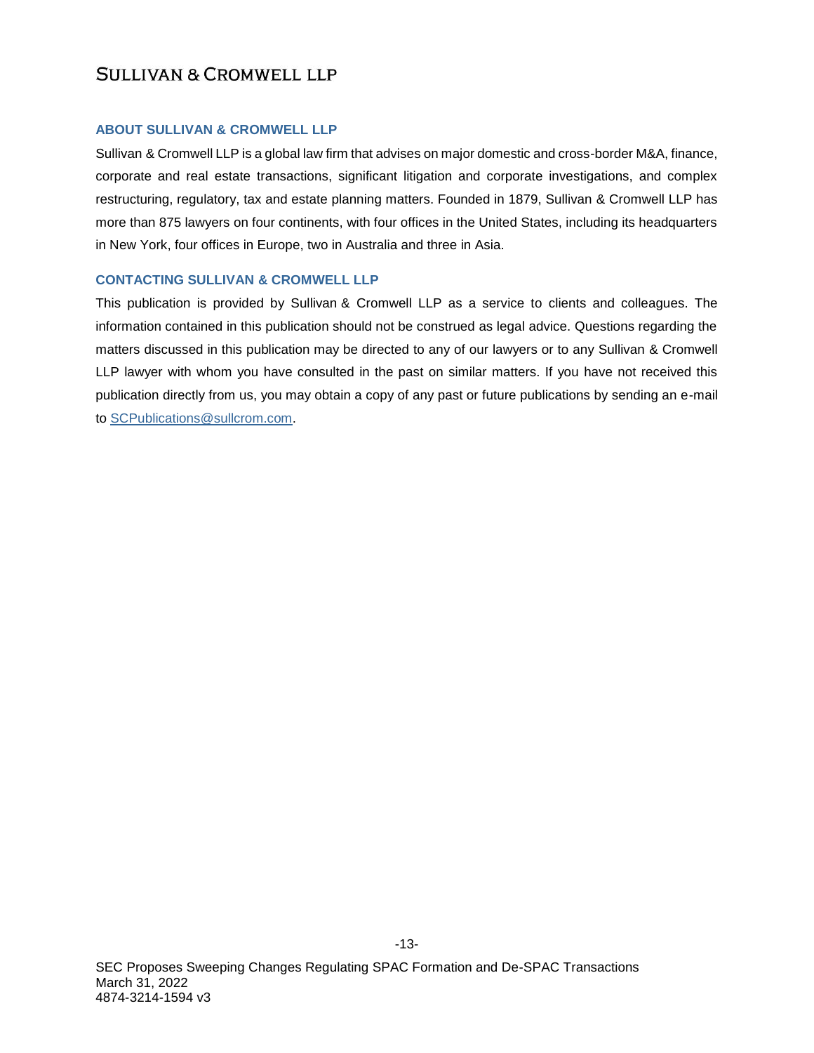## ABOUT SULLIVAN & CROMWELL LLP

Sullivan & Cromwell LLP is a global law firm that advises on major domestic and cross-border M&A, finance, corporate and real estate transactions, significant litigation and corporate investigations, and complex restructuring, regulatory, tax and estate planning matters. Founded in 1879, Sullivan & Cromwell LLP has more than 875 lawyers on four continents, with four offices in the United States, including its headquarters in New York, four offices in Europe, two in Australia and three in Asia.

## CONTACTING SULLIVAN & CROMWELL LLP

This publication is provided by Sullivan & Cromwell LLP as a service to clients and colleagues. The information contained in this publication should not be construed as legal advice. Questions regarding the matters discussed in this publication may be directed to any of our lawyers or to any Sullivan & Cromwell LLP lawyer with whom you have consulted in the past on similar matters. If you have not received this publication directly from us, you may obtain a copy of any past or future publications by sending an e-mail to SCPublications@sullcrom.com.